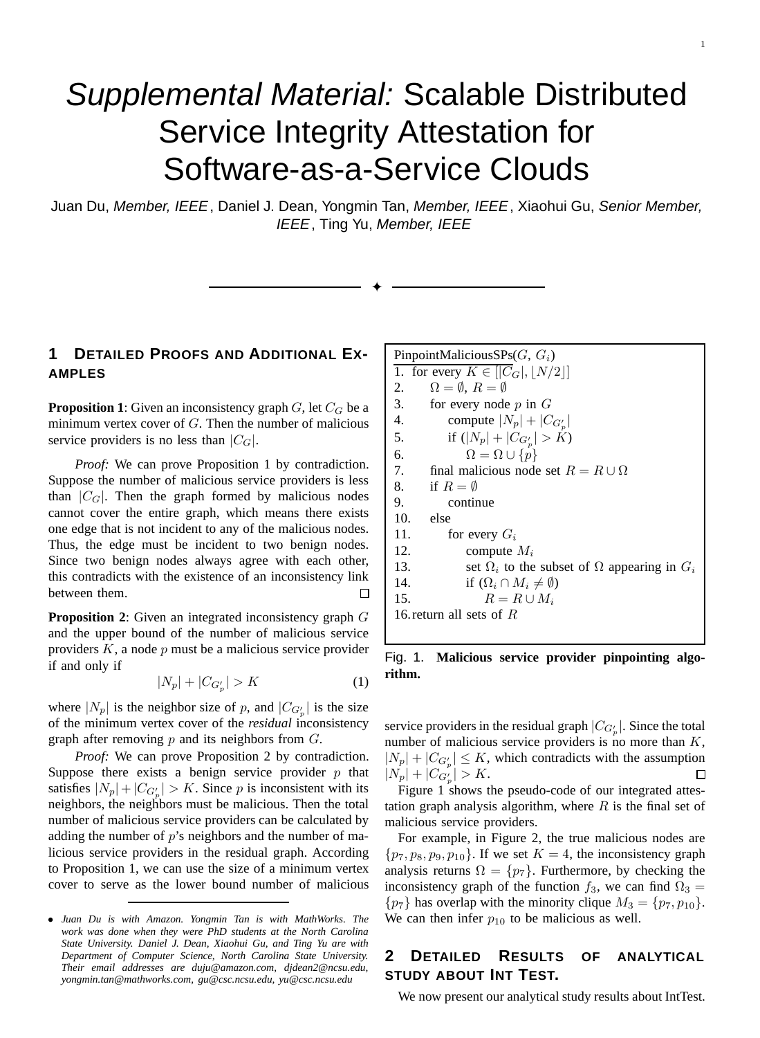# *Supplemental Material:* Scalable Distributed Service Integrity Attestation for Software-as-a-Service Clouds

Juan Du, *Member, IEEE*, Daniel J. Dean, Yongmin Tan, *Member, IEEE*, Xiaohui Gu, *Senior Member, IEEE*, Ting Yu, *Member, IEEE*

✦

## 1 Detailed Proofs and Additional Examples

**Proposition 1**: Given an inconsistency graph $G$, let $C_G$ be a minimum vertex cover of $G$. Then the number of malicious service providers is no less than $|C_G|$.

*Proof:* We can prove Proposition 1 by contradiction. Suppose the number of malicious service providers is less than $|C_G|$. Then the graph formed by malicious nodes cannot cover the entire graph, which means there exists one edge that is not incident to any of the malicious nodes. Thus, the edge must be incident to two benign nodes. Since two benign nodes always agree with each other, this contradicts with the existence of an inconsistency link between them. □

**Proposition 2**: Given an integrated inconsistency graph $G$ and the upper bound of the number of malicious service providers $K$, a node $p$ must be a malicious service provider if and only if

$$|N_p| + |C_{G'_p}| > K \tag{1}$$

where $|N_p|$ is the neighbor size of $p$, and $|C_{G'_p}|$ is the size of the minimum vertex cover of the ***residual*** inconsistency graph after removing $p$ and its neighbors from $G$.

*Proof:* We can prove Proposition 2 by contradiction. Suppose there exists a benign service provider $p$ that satisfies $|N_p| + |C_{G'_p}| > K$. Since $p$ is inconsistent with its neighbors, the neighbors must be malicious. Then the total number of malicious service providers can be calculated by adding the number of $p$'s neighbors and the number of malicious service providers in the residual graph. According to Proposition 1, we can use the size of a minimum vertex cover to serve as the lower bound number of malicious service providers in the residual graph $|C_{G'_p}|$. Since the total number of malicious service providers is no more than $K$, $|N_p| + |C_{G'_p}| \leq K$, which contradicts with the assumption $|N_p| + |C_{G'_p}| > K$. □

```
PinpointMaliciousSPs(G, G_i)
1.  for every K ∈ [|C_G|, ⌊N/2⌋]
2.      Ω = ∅, R = ∅
3.      for every node p in G
4.          compute |N_p| + |C_{G'_p}|
5.          if (|N_p| + |C_{G'_p}| > K)
6.              Ω = Ω ∪ {p}
7.      final malicious node set R = R ∪ Ω
8.      if R = ∅
9.          continue
10.     else
11.         for every G_i
12.             compute M_i
13.             set Ω_i to the subset of Ω appearing in G_i
14.             if (Ω_i ∩ M_i ≠ ∅)
15.                 R = R ∪ M_i
16. return all sets of R
```

Fig. 1. **Malicious service provider pinpointing algorithm.**

Figure 1 shows the pseudo-code of our integrated attestation graph analysis algorithm, where $R$ is the final set of malicious service providers.

For example, in Figure 2, the true malicious nodes are $\{p_7, p_8, p_9, p_{10}\}$. If we set $K = 4$, the inconsistency graph analysis returns $\Omega = \{p_7\}$. Furthermore, by checking the inconsistency graph of the function $f_3$, we can find $\Omega_3 = \{p_7\}$ has overlap with the minority clique $M_3 = \{p_7, p_{10}\}$. We can then infer $p_{10}$ to be malicious as well.

## 2 Detailed Results of Analytical Study About IntTest.

We now present our analytical study results about IntTest.

- *Juan Du is with Amazon. Yongmin Tan is with MathWorks. The work was done when they were PhD students at the North Carolina State University. Daniel J. Dean, Xiaohui Gu, and Ting Yu are with Department of Computer Science, North Carolina State University. Their email addresses are duju@amazon.com, djdean2@ncsu.edu, yongmin.tan@mathworks.com, gu@csc.ncsu.edu, yu@csc.ncsu.edu*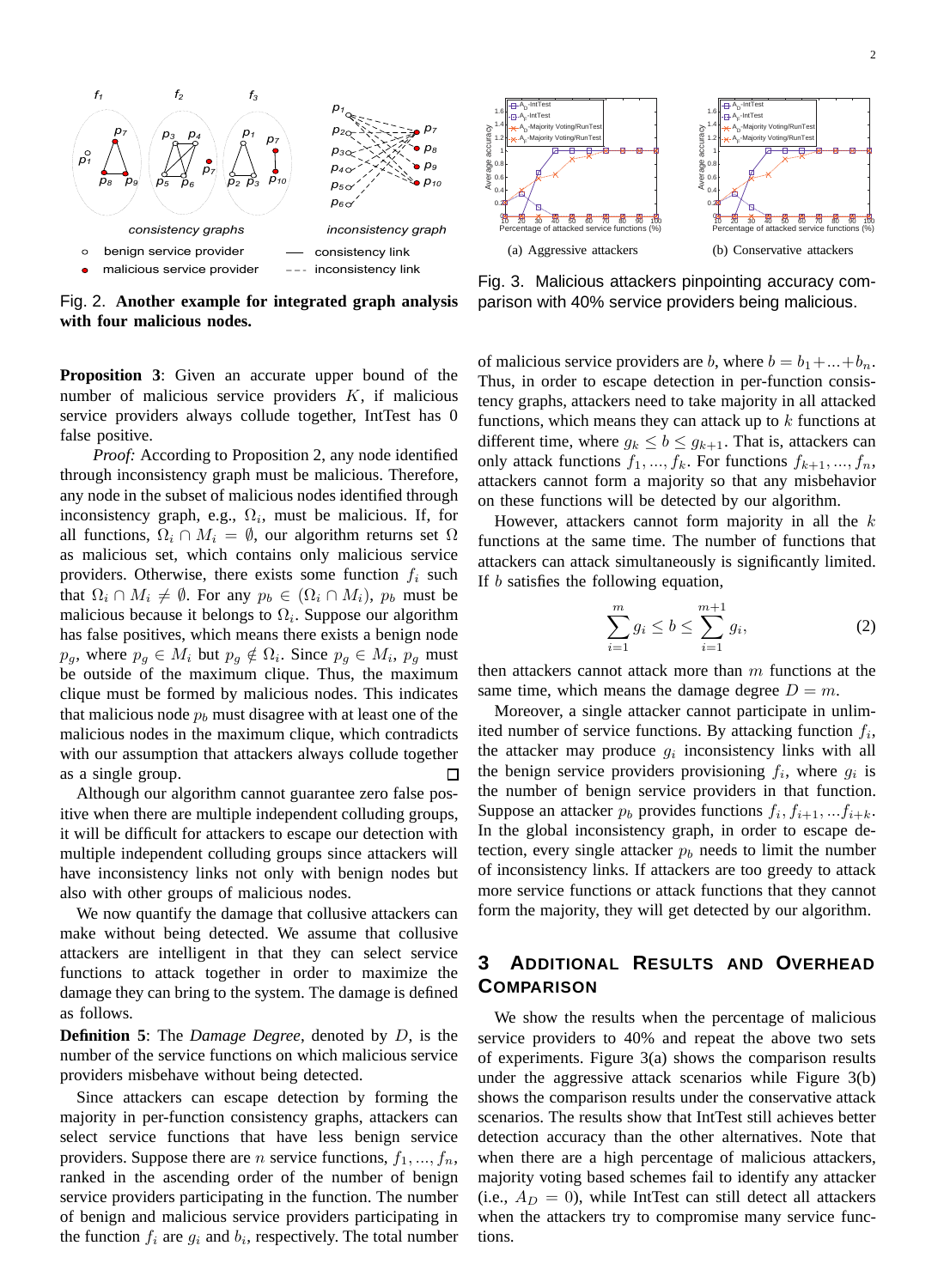Fig. 2. **Another example for integrated graph analysis with four malicious nodes.**

(a) Aggressive attackers

(b) Conservative attackers

Fig. 3. Malicious attackers pinpointing accuracy comparison with 40% service providers being malicious.

**Proposition 3**: Given an accurate upper bound of the number of malicious service providers $K$, if malicious service providers always collude together, IntTest has 0 false positive.

*Proof:* According to Proposition 2, any node identified through inconsistency graph must be malicious. Therefore, any node in the subset of malicious nodes identified through inconsistency graph, e.g., $\Omega_i$, must be malicious. If, for all functions, $\Omega_i \cap M_i = \emptyset$, our algorithm returns set $\Omega$ as malicious set, which contains only malicious service providers. Otherwise, there exists some function $f_i$ such that $\Omega_i \cap M_i \neq \emptyset$. For any $p_b \in (\Omega_i \cap M_i)$, $p_b$ must be malicious because it belongs to $\Omega_i$. Suppose our algorithm has false positives, which means there exists a benign node $p_g$, where $p_g \in M_i$ but $p_g \notin \Omega_i$. Since $p_g \in M_i$, $p_g$ must be outside of the maximum clique. Thus, the maximum clique must be formed by malicious nodes. This indicates that malicious node $p_b$ must disagree with at least one of the malicious nodes in the maximum clique, which contradicts with our assumption that attackers always collude together as a single group. □

Although our algorithm cannot guarantee zero false positive when there are multiple independent colluding groups, it will be difficult for attackers to escape our detection with multiple independent colluding groups since attackers will have inconsistency links not only with benign nodes but also with other groups of malicious nodes.

We now quantify the damage that collusive attackers can make without being detected. We assume that collusive attackers are intelligent in that they can select service functions to attack together in order to maximize the damage they can bring to the system. The damage is defined as follows.

**Definition 5**: The *Damage Degree*, denoted by $D$, is the number of the service functions on which malicious service providers misbehave without being detected.

Since attackers can escape detection by forming the majority in per-function consistency graphs, attackers can select service functions that have less benign service providers. Suppose there are $n$ service functions, $f_1, ..., f_n$, ranked in the ascending order of the number of benign service providers participating in the function. The number of benign and malicious service providers participating in the function $f_i$ are $g_i$ and $b_i$, respectively. The total number of malicious service providers are $b$, where $b = b_1 + ... + b_n$. Thus, in order to escape detection in per-function consistency graphs, attackers need to take majority in all attacked functions, which means they can attack up to $k$ functions at different time, where $g_k \leq b \leq g_{k+1}$. That is, attackers can only attack functions $f_1, ..., f_k$. For functions $f_{k+1}, ..., f_n$, attackers cannot form a majority so that any misbehavior on these functions will be detected by our algorithm.

However, attackers cannot form majority in all the $k$ functions at the same time. The number of functions that attackers can attack simultaneously is significantly limited. If $b$ satisfies the following equation,

$$\sum_{i=1}^{m} g_i \leq b \leq \sum_{i=1}^{m+1} g_i, \tag{2}$$

then attackers cannot attack more than $m$ functions at the same time, which means the damage degree $D = m$.

Moreover, a single attacker cannot participate in unlimited number of service functions. By attacking function $f_i$, the attacker may produce $g_i$ inconsistency links with all the benign service providers provisioning $f_i$, where $g_i$ is the number of benign service providers in that function. Suppose an attacker $p_b$ provides functions $f_i, f_{i+1}, ...f_{i+k}$. In the global inconsistency graph, in order to escape detection, every single attacker $p_b$ needs to limit the number of inconsistency links. If attackers are too greedy to attack more service functions or attack functions that they cannot form the majority, they will get detected by our algorithm.

## 3 Additional Results and Overhead Comparison

We show the results when the percentage of malicious service providers to 40% and repeat the above two sets of experiments. Figure 3(a) shows the comparison results under the aggressive attack scenarios while Figure 3(b) shows the comparison results under the conservative attack scenarios. The results show that IntTest still achieves better detection accuracy than the other alternatives. Note that when there are a high percentage of malicious attackers, majority voting based schemes fail to identify any attacker (i.e., $A_D = 0$), while IntTest can still detect all attackers when the attackers try to compromise many service functions.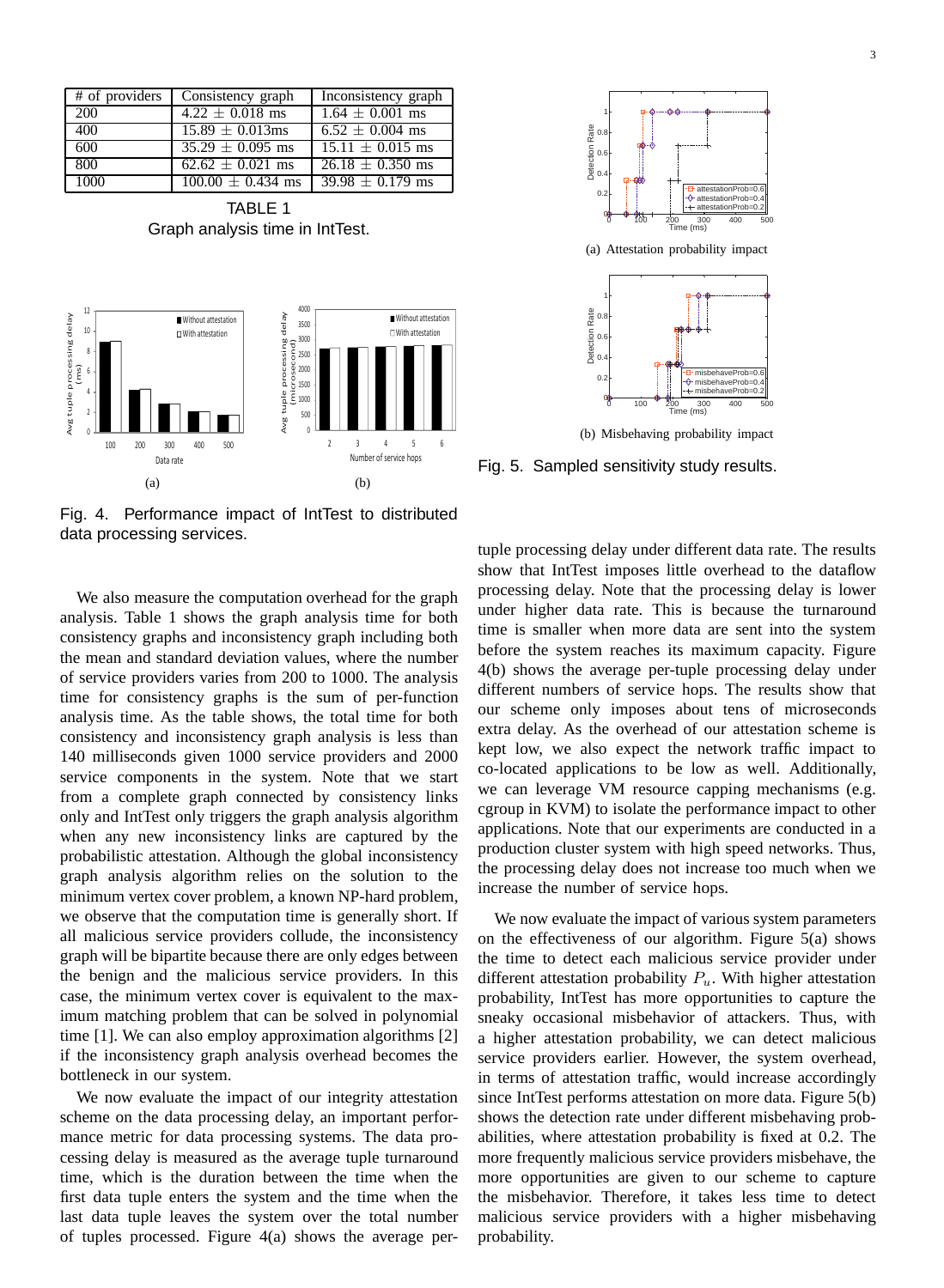| # of providers | Consistency graph | Inconsistency graph |
|---|---|---|
| 200 | 4.22 ± 0.018 ms | 1.64 ± 0.001 ms |
| 400 | 15.89 ± 0.013ms | 6.52 ± 0.004 ms |
| 600 | 35.29 ± 0.095 ms | 15.11 ± 0.015 ms |
| 800 | 62.62 ± 0.021 ms | 26.18 ± 0.350 ms |
| 1000 | 100.00 ± 0.434 ms | 39.98 ± 0.179 ms |

TABLE 1
Graph analysis time in IntTest.

(a) (b)

Fig. 4. Performance impact of IntTest to distributed data processing services.

We also measure the computation overhead for the graph analysis. Table 1 shows the graph analysis time for both consistency graphs and inconsistency graph including both the mean and standard deviation values, where the number of service providers varies from 200 to 1000. The analysis time for consistency graphs is the sum of per-function analysis time. As the table shows, the total time for both consistency and inconsistency graph analysis is less than 140 milliseconds given 1000 service providers and 2000 service components in the system. Note that we start from a complete graph connected by consistency links only and IntTest only triggers the graph analysis algorithm when any new inconsistency links are captured by the probabilistic attestation. Although the global inconsistency graph analysis algorithm relies on the solution to the minimum vertex cover problem, a known NP-hard problem, we observe that the computation time is generally short. If all malicious service providers collude, the inconsistency graph will be bipartite because there are only edges between the benign and the malicious service providers. In this case, the minimum vertex cover is equivalent to the maximum matching problem that can be solved in polynomial time [1]. We can also employ approximation algorithms [2] if the inconsistency graph analysis overhead becomes the bottleneck in our system.

We now evaluate the impact of our integrity attestation scheme on the data processing delay, an important performance metric for data processing systems. The data processing delay is measured as the average tuple turnaround time, which is the duration between the time when the first data tuple enters the system and the time when the last data tuple leaves the system over the total number of tuples processed. Figure 4(a) shows the average per-tuple processing delay under different data rate. The results show that IntTest imposes little overhead to the dataflow processing delay. Note that the processing delay is lower under higher data rate. This is because the turnaround time is smaller when more data are sent into the system before the system reaches its maximum capacity. Figure 4(b) shows the average per-tuple processing delay under different numbers of service hops. The results show that our scheme only imposes about tens of microseconds extra delay. As the overhead of our attestation scheme is kept low, we also expect the network traffic impact to co-located applications to be low as well. Additionally, we can leverage VM resource capping mechanisms (e.g. cgroup in KVM) to isolate the performance impact to other applications. Note that our experiments are conducted in a production cluster system with high speed networks. Thus, the processing delay does not increase too much when we increase the number of service hops.

(a) Attestation probability impact

(b) Misbehaving probability impact

Fig. 5. Sampled sensitivity study results.

We now evaluate the impact of various system parameters on the effectiveness of our algorithm. Figure 5(a) shows the time to detect each malicious service provider under different attestation probability $P_u$. With higher attestation probability, IntTest has more opportunities to capture the sneaky occasional misbehavior of attackers. Thus, with a higher attestation probability, we can detect malicious service providers earlier. However, the system overhead, in terms of attestation traffic, would increase accordingly since IntTest performs attestation on more data. Figure 5(b) shows the detection rate under different misbehaving probabilities, where attestation probability is fixed at 0.2. The more frequently malicious service providers misbehave, the more opportunities are given to our scheme to capture the misbehavior. Therefore, it takes less time to detect malicious service providers with a higher misbehaving probability.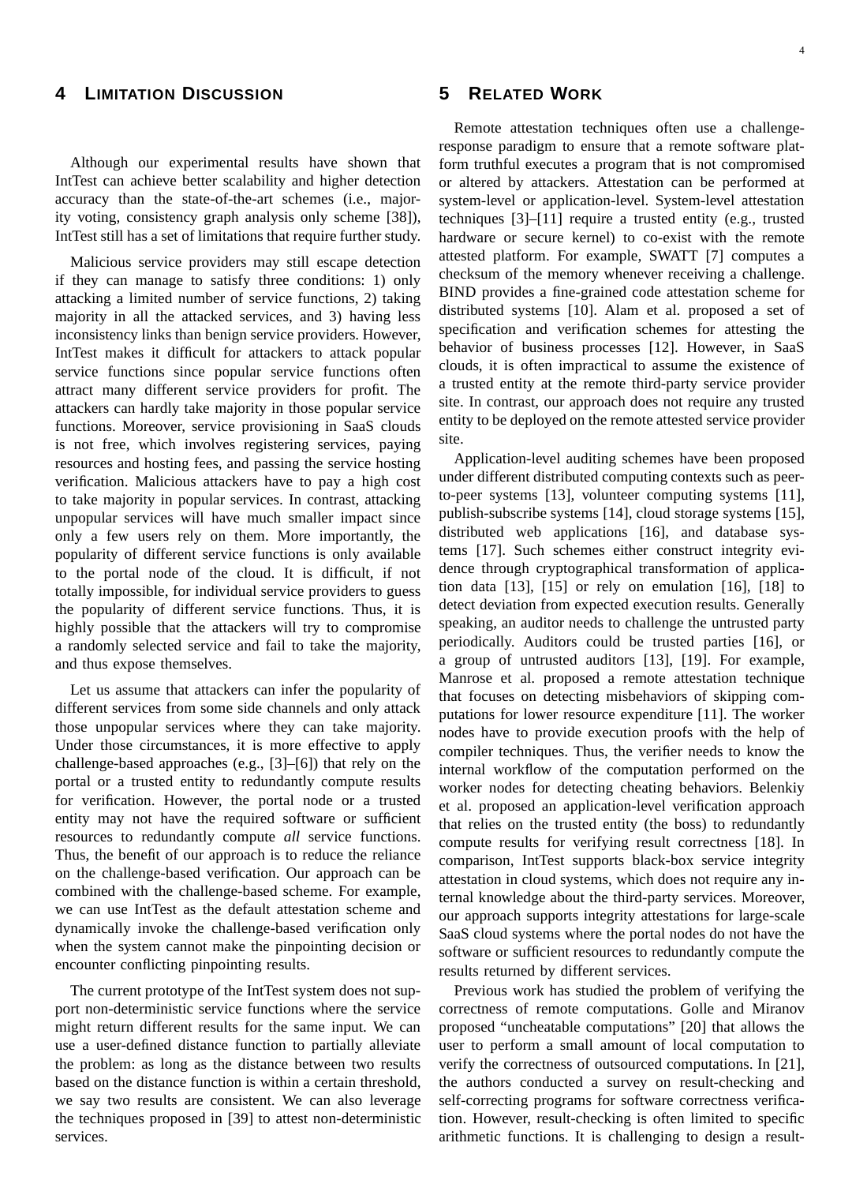## 4 Limitation Discussion

Although our experimental results have shown that IntTest can achieve better scalability and higher detection accuracy than the state-of-the-art schemes (i.e., majority voting, consistency graph analysis only scheme [38]), IntTest still has a set of limitations that require further study.

Malicious service providers may still escape detection if they can manage to satisfy three conditions: 1) only attacking a limited number of service functions, 2) taking majority in all the attacked services, and 3) having less inconsistency links than benign service providers. However, IntTest makes it difficult for attackers to attack popular service functions since popular service functions often attract many different service providers for profit. The attackers can hardly take majority in those popular service functions. Moreover, service provisioning in SaaS clouds is not free, which involves registering services, paying resources and hosting fees, and passing the service hosting verification. Malicious attackers have to pay a high cost to take majority in popular services. In contrast, attacking unpopular services will have much smaller impact since only a few users rely on them. More importantly, the popularity of different service functions is only available to the portal node of the cloud. It is difficult, if not totally impossible, for individual service providers to guess the popularity of different service functions. Thus, it is highly possible that the attackers will try to compromise a randomly selected service and fail to take the majority, and thus expose themselves.

Let us assume that attackers can infer the popularity of different services from some side channels and only attack those unpopular services where they can take majority. Under those circumstances, it is more effective to apply challenge-based approaches (e.g., [3]–[6]) that rely on the portal or a trusted entity to redundantly compute results for verification. However, the portal node or a trusted entity may not have the required software or sufficient resources to redundantly compute *all* service functions. Thus, the benefit of our approach is to reduce the reliance on the challenge-based verification. Our approach can be combined with the challenge-based scheme. For example, we can use IntTest as the default attestation scheme and dynamically invoke the challenge-based verification only when the system cannot make the pinpointing decision or encounter conflicting pinpointing results.

The current prototype of the IntTest system does not support non-deterministic service functions where the service might return different results for the same input. We can use a user-defined distance function to partially alleviate the problem: as long as the distance between two results based on the distance function is within a certain threshold, we say two results are consistent. We can also leverage the techniques proposed in [39] to attest non-deterministic services.

## 5 Related Work

Remote attestation techniques often use a challenge-response paradigm to ensure that a remote software platform truthful executes a program that is not compromised or altered by attackers. Attestation can be performed at system-level or application-level. System-level attestation techniques [3]–[11] require a trusted entity (e.g., trusted hardware or secure kernel) to co-exist with the remote attested platform. For example, SWATT [7] computes a checksum of the memory whenever receiving a challenge. BIND provides a fine-grained code attestation scheme for distributed systems [10]. Alam et al. proposed a set of specification and verification schemes for attesting the behavior of business processes [12]. However, in SaaS clouds, it is often impractical to assume the existence of a trusted entity at the remote third-party service provider site. In contrast, our approach does not require any trusted entity to be deployed on the remote attested service provider site.

Application-level auditing schemes have been proposed under different distributed computing contexts such as peer-to-peer systems [13], volunteer computing systems [11], publish-subscribe systems [14], cloud storage systems [15], distributed web applications [16], and database systems [17]. Such schemes either construct integrity evidence through cryptographical transformation of application data [13], [15] or rely on emulation [16], [18] to detect deviation from expected execution results. Generally speaking, an auditor needs to challenge the untrusted party periodically. Auditors could be trusted parties [16], or a group of untrusted auditors [13], [19]. For example, Manrose et al. proposed a remote attestation technique that focuses on detecting misbehaviors of skipping computations for lower resource expenditure [11]. The worker nodes have to provide execution proofs with the help of compiler techniques. Thus, the verifier needs to know the internal workflow of the computation performed on the worker nodes for detecting cheating behaviors. Belenkiy et al. proposed an application-level verification approach that relies on the trusted entity (the boss) to redundantly compute results for verifying result correctness [18]. In comparison, IntTest supports black-box service integrity attestation in cloud systems, which does not require any internal knowledge about the third-party services. Moreover, our approach supports integrity attestations for large-scale SaaS cloud systems where the portal nodes do not have the software or sufficient resources to redundantly compute the results returned by different services.

Previous work has studied the problem of verifying the correctness of remote computations. Golle and Miranov proposed "uncheatable computations" [20] that allows the user to perform a small amount of local computation to verify the correctness of outsourced computations. In [21], the authors conducted a survey on result-checking and self-correcting programs for software correctness verification. However, result-checking is often limited to specific arithmetic functions. It is challenging to design a result-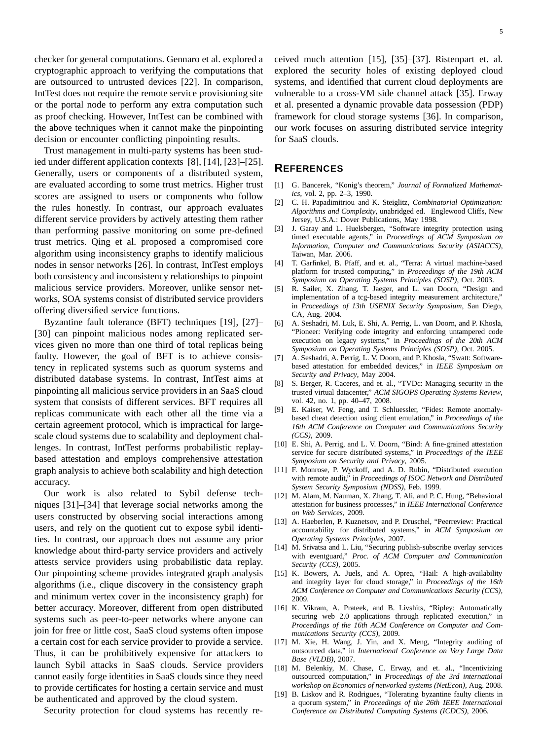checker for general computations. Gennaro et al. explored a cryptographic approach to verifying the computations that are outsourced to untrusted devices [22]. In comparison, IntTest does not require the remote service provisioning site or the portal node to perform any extra computation such as proof checking. However, IntTest can be combined with the above techniques when it cannot make the pinpointing decision or encounter conflicting pinpointing results.

Trust management in multi-party systems has been studied under different application contexts [8], [14], [23]–[25]. Generally, users or components of a distributed system, are evaluated according to some trust metrics. Higher trust scores are assigned to users or components who follow the rules honestly. In contrast, our approach evaluates different service providers by actively attesting them rather than performing passive monitoring on some pre-defined trust metrics. Qing et al. proposed a compromised core algorithm using inconsistency graphs to identify malicious nodes in sensor networks [26]. In contrast, IntTest employs both consistency and inconsistency relationships to pinpoint malicious service providers. Moreover, unlike sensor networks, SOA systems consist of distributed service providers offering diversified service functions.

Byzantine fault tolerance (BFT) techniques [19], [27]–[30] can pinpoint malicious nodes among replicated services given no more than one third of total replicas being faulty. However, the goal of BFT is to achieve consistency in replicated systems such as quorum systems and distributed database systems. In contrast, IntTest aims at pinpointing all malicious service providers in an SaaS cloud system that consists of different services. BFT requires all replicas communicate with each other all the time via a certain agreement protocol, which is impractical for large-scale cloud systems due to scalability and deployment challenges. In contrast, IntTest performs probabilistic replay-based attestation and employs comprehensive attestation graph analysis to achieve both scalability and high detection accuracy.

Our work is also related to Sybil defense techniques [31]–[34] that leverage social networks among the users constructed by observing social interactions among users, and rely on the quotient cut to expose sybil identities. In contrast, our approach does not assume any prior knowledge about third-party service providers and actively attests service providers using probabilistic data replay. Our pinpointing scheme provides integrated graph analysis algorithms (i.e., clique discovery in the consistency graph and minimum vertex cover in the inconsistency graph) for better accuracy. Moreover, different from open distributed systems such as peer-to-peer networks where anyone can join for free or little cost, SaaS cloud systems often impose a certain cost for each service provider to provide a service. Thus, it can be prohibitively expensive for attackers to launch Sybil attacks in SaaS clouds. Service providers cannot easily forge identities in SaaS clouds since they need to provide certificates for hosting a certain service and must be authenticated and approved by the cloud system.

Security protection for cloud systems has recently received much attention [15], [35]–[37]. Ristenpart et. al. explored the security holes of existing deployed cloud systems, and identified that current cloud deployments are vulnerable to a cross-VM side channel attack [35]. Erway et al. presented a dynamic provable data possession (PDP) framework for cloud storage systems [36]. In comparison, our work focuses on assuring distributed service integrity for SaaS clouds.

## References

[1] G. Bancerek, "Konig's theorem," *Journal of Formalized Mathematics*, vol. 2, pp. 2–3, 1990.

[2] C. H. Papadimitriou and K. Steiglitz, *Combinatorial Optimization: Algorithms and Complexity*, unabridged ed. Englewood Cliffs, New Jersey, U.S.A.: Dover Publications, May 1998.

[3] J. Garay and L. Huelsbergen, "Software integrity protection using timed executable agents," in *Proceedings of ACM Symposium on Information, Computer and Communications Security (ASIACCS)*, Taiwan, Mar. 2006.

[4] T. Garfinkel, B. Pfaff, and et. al., "Terra: A virtual machine-based platform for trusted computing," in *Proceedings of the 19th ACM Symposium on Operating Systems Principles (SOSP)*, Oct. 2003.

[5] R. Sailer, X. Zhang, T. Jaeger, and L. van Doorn, "Design and implementation of a tcg-based integrity measurement architecture," in *Proceedings of 13th USENIX Security Symposium*, San Diego, CA, Aug. 2004.

[6] A. Seshadri, M. Luk, E. Shi, A. Perrig, L. van Doorn, and P. Khosla, "Pioneer: Verifying code integrity and enforcing untampered code execution on legacy systems," in *Proceedings of the 20th ACM Symposium on Operating Systems Principles (SOSP)*, Oct. 2005.

[7] A. Seshadri, A. Perrig, L. V. Doorn, and P. Khosla, "Swatt: Software-based attestation for embedded devices," in *IEEE Symposium on Security and Privacy*, May 2004.

[8] S. Berger, R. Caceres, and et. al., "TVDc: Managing security in the trusted virtual datacenter," *ACM SIGOPS Operating Systems Review*, vol. 42, no. 1, pp. 40–47, 2008.

[9] E. Kaiser, W. Feng, and T. Schluessler, "Fides: Remote anomaly-based cheat detection using client emulation," in *Proceedings of the 16th ACM Conference on Computer and Communications Security (CCS)*, 2009.

[10] E. Shi, A. Perrig, and L. V. Doorn, "Bind: A fine-grained attestation service for secure distributed systems," in *Proceedings of the IEEE Symposium on Security and Privacy*, 2005.

[11] F. Monrose, P. Wyckoff, and A. D. Rubin, "Distributed execution with remote audit," in *Proceedings of ISOC Network and Distributed System Security Symposium (NDSS)*, Feb. 1999.

[12] M. Alam, M. Nauman, X. Zhang, T. Ali, and P. C. Hung, "Behavioral attestation for business processes," in *IEEE International Conference on Web Services*, 2009.

[13] A. Haeberlen, P. Kuznetsov, and P. Druschel, "Peerreview: Practical accountability for distributed systems," in *ACM Symposium on Operating Systems Principles*, 2007.

[14] M. Srivatsa and L. Liu, "Securing publish-subscribe overlay services with eventguard," *Proc. of ACM Computer and Communication Security (CCS)*, 2005.

[15] K. Bowers, A. Juels, and A. Oprea, "Hail: A high-availability and integrity layer for cloud storage," in *Proceedings of the 16th ACM Conference on Computer and Communications Security (CCS)*, 2009.

[16] K. Vikram, A. Prateek, and B. Livshits, "Ripley: Automatically securing web 2.0 applications through replicated execution," in *Proceedings of the 16th ACM Conference on Computer and Communications Security (CCS)*, 2009.

[17] M. Xie, H. Wang, J. Yin, and X. Meng, "Integrity auditing of outsourced data," in *International Conference on Very Large Data Base (VLDB)*, 2007.

[18] M. Belenkiy, M. Chase, C. Erway, and et. al., "Incentivizing outsourced computation," in *Proceedings of the 3rd international workshop on Economics of networked systems (NetEcon)*, Aug. 2008.

[19] B. Liskov and R. Rodrigues, "Tolerating byzantine faulty clients in a quorum system," in *Proceedings of the 26th IEEE International Conference on Distributed Computing Systems (ICDCS)*, 2006.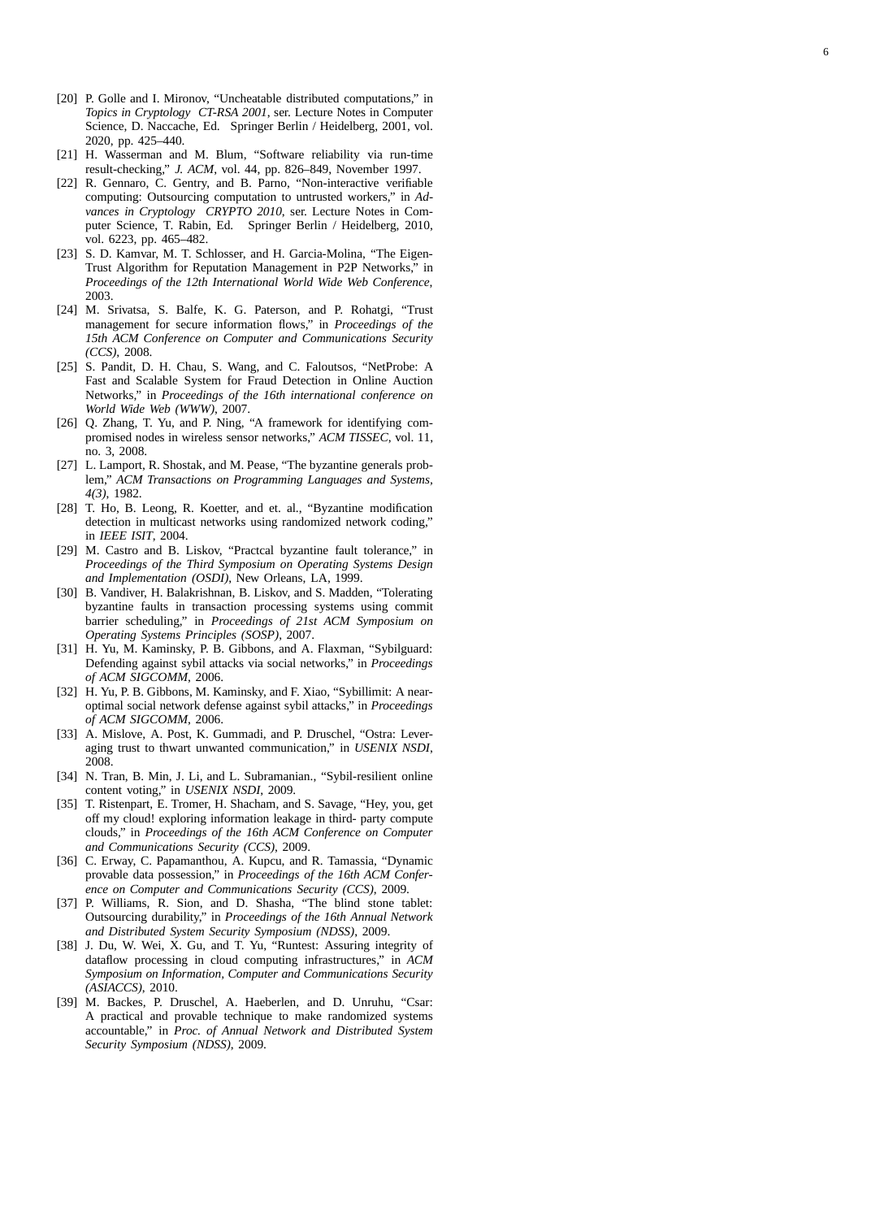[20] P. Golle and I. Mironov, "Uncheatable distributed computations," in *Topics in Cryptology CT-RSA 2001*, ser. Lecture Notes in Computer Science, D. Naccache, Ed. Springer Berlin / Heidelberg, 2001, vol. 2020, pp. 425–440.

[21] H. Wasserman and M. Blum, "Software reliability via run-time result-checking," *J. ACM*, vol. 44, pp. 826–849, November 1997.

[22] R. Gennaro, C. Gentry, and B. Parno, "Non-interactive verifiable computing: Outsourcing computation to untrusted workers," in *Advances in Cryptology CRYPTO 2010*, ser. Lecture Notes in Computer Science, T. Rabin, Ed. Springer Berlin / Heidelberg, 2010, vol. 6223, pp. 465–482.

[23] S. D. Kamvar, M. T. Schlosser, and H. Garcia-Molina, "The EigenTrust Algorithm for Reputation Management in P2P Networks," in *Proceedings of the 12th International World Wide Web Conference*, 2003.

[24] M. Srivatsa, S. Balfe, K. G. Paterson, and P. Rohatgi, "Trust management for secure information flows," in *Proceedings of the 15th ACM Conference on Computer and Communications Security (CCS)*, 2008.

[25] S. Pandit, D. H. Chau, S. Wang, and C. Faloutsos, "NetProbe: A Fast and Scalable System for Fraud Detection in Online Auction Networks," in *Proceedings of the 16th international conference on World Wide Web (WWW)*, 2007.

[26] Q. Zhang, T. Yu, and P. Ning, "A framework for identifying compromised nodes in wireless sensor networks," *ACM TISSEC*, vol. 11, no. 3, 2008.

[27] L. Lamport, R. Shostak, and M. Pease, "The byzantine generals problem," *ACM Transactions on Programming Languages and Systems, 4(3)*, 1982.

[28] T. Ho, B. Leong, R. Koetter, and et. al., "Byzantine modification detection in multicast networks using randomized network coding," in *IEEE ISIT*, 2004.

[29] M. Castro and B. Liskov, "Practcal byzantine fault tolerance," in *Proceedings of the Third Symposium on Operating Systems Design and Implementation (OSDI)*, New Orleans, LA, 1999.

[30] B. Vandiver, H. Balakrishnan, B. Liskov, and S. Madden, "Tolerating byzantine faults in transaction processing systems using commit barrier scheduling," in *Proceedings of 21st ACM Symposium on Operating Systems Principles (SOSP)*, 2007.

[31] H. Yu, M. Kaminsky, P. B. Gibbons, and A. Flaxman, "Sybilguard: Defending against sybil attacks via social networks," in *Proceedings of ACM SIGCOMM*, 2006.

[32] H. Yu, P. B. Gibbons, M. Kaminsky, and F. Xiao, "Sybillimit: A near-optimal social network defense against sybil attacks," in *Proceedings of ACM SIGCOMM*, 2006.

[33] A. Mislove, A. Post, K. Gummadi, and P. Druschel, "Ostra: Leveraging trust to thwart unwanted communication," in *USENIX NSDI*, 2008.

[34] N. Tran, B. Min, J. Li, and L. Subramanian., "Sybil-resilient online content voting," in *USENIX NSDI*, 2009.

[35] T. Ristenpart, E. Tromer, H. Shacham, and S. Savage, "Hey, you, get off my cloud! exploring information leakage in third- party compute clouds," in *Proceedings of the 16th ACM Conference on Computer and Communications Security (CCS)*, 2009.

[36] C. Erway, C. Papamanthou, A. Kupcu, and R. Tamassia, "Dynamic provable data possession," in *Proceedings of the 16th ACM Conference on Computer and Communications Security (CCS)*, 2009.

[37] P. Williams, R. Sion, and D. Shasha, "The blind stone tablet: Outsourcing durability," in *Proceedings of the 16th Annual Network and Distributed System Security Symposium (NDSS)*, 2009.

[38] J. Du, W. Wei, X. Gu, and T. Yu, "Runtest: Assuring integrity of dataflow processing in cloud computing infrastructures," in *ACM Symposium on Information, Computer and Communications Security (ASIACCS)*, 2010.

[39] M. Backes, P. Druschel, A. Haeberlen, and D. Unruhu, "Csar: A practical and provable technique to make randomized systems accountable," in *Proc. of Annual Network and Distributed System Security Symposium (NDSS)*, 2009.